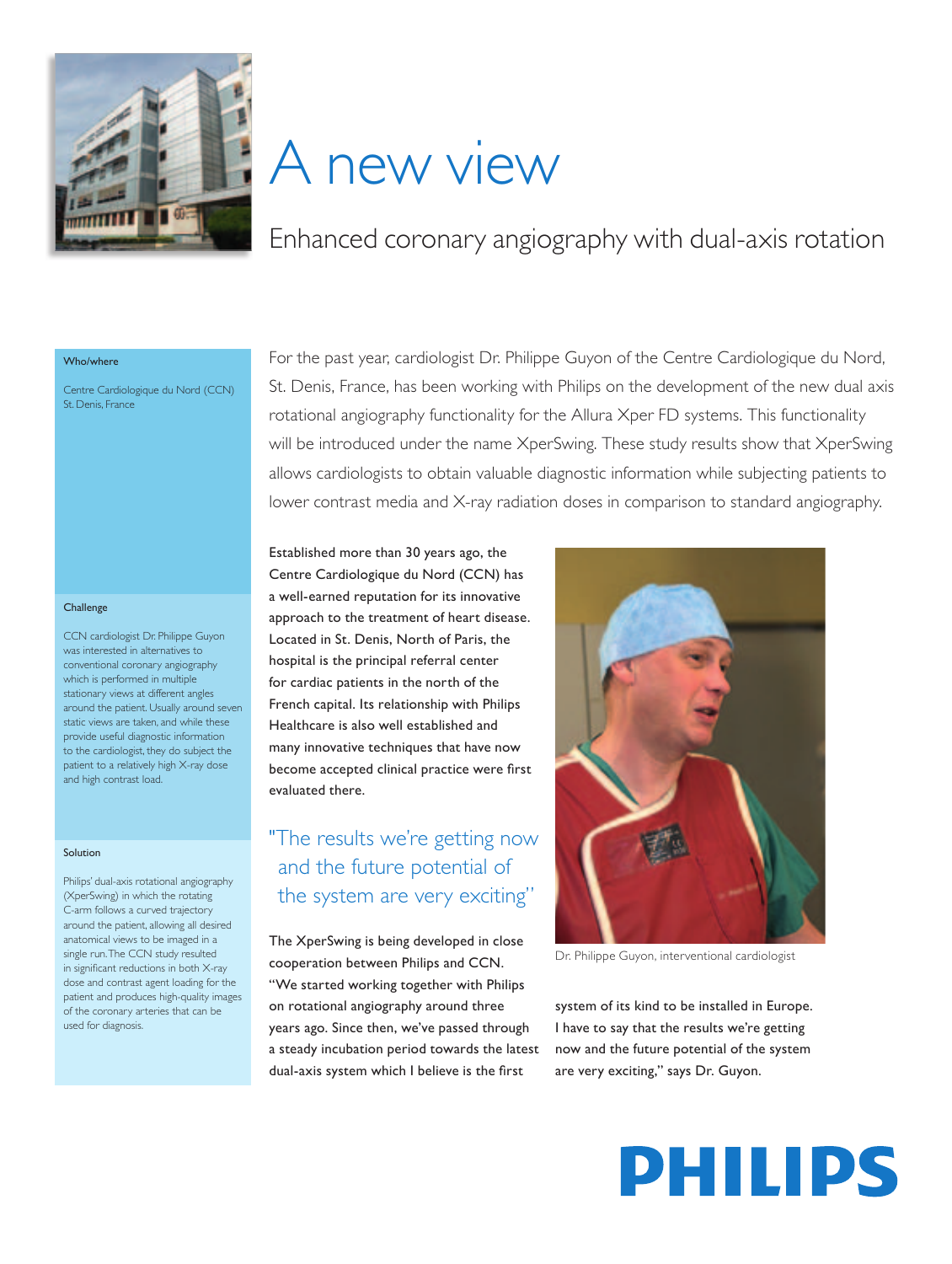# A new view

## Enhanced coronary angiography with dual-axis rotation

**Who/where**

Centre Cardiologique du Nord (CCN)
St. Denis, France

**Challenge**

CCN cardiologist Dr. Philippe Guyon was interested in alternatives to conventional coronary angiography which is performed in multiple stationary views at different angles around the patient. Usually around seven static views are taken, and while these provide useful diagnostic information to the cardiologist, they do subject the patient to a relatively high X-ray dose and high contrast load.

**Solution**

Philips' dual-axis rotational angiography (XperSwing) in which the rotating C-arm follows a curved trajectory around the patient, allowing all desired anatomical views to be imaged in a single run. The CCN study resulted in significant reductions in both X-ray dose and contrast agent loading for the patient and produces high-quality images of the coronary arteries that can be used for diagnosis.

For the past year, cardiologist Dr. Philippe Guyon of the Centre Cardiologique du Nord, St. Denis, France, has been working with Philips on the development of the new dual axis rotational angiography functionality for the Allura Xper FD systems. This functionality will be introduced under the name XperSwing. These study results show that XperSwing allows cardiologists to obtain valuable diagnostic information while subjecting patients to lower contrast media and X-ray radiation doses in comparison to standard angiography.

Established more than 30 years ago, the Centre Cardiologique du Nord (CCN) has a well-earned reputation for its innovative approach to the treatment of heart disease. Located in St. Denis, North of Paris, the hospital is the principal referral center for cardiac patients in the north of the French capital. Its relationship with Philips Healthcare is also well established and many innovative techniques that have now become accepted clinical practice were first evaluated there.

> "The results we're getting now and the future potential of the system are very exciting"

The XperSwing is being developed in close cooperation between Philips and CCN. "We started working together with Philips on rotational angiography around three years ago. Since then, we've passed through a steady incubation period towards the latest dual-axis system which I believe is the first system of its kind to be installed in Europe. I have to say that the results we're getting now and the future potential of the system are very exciting," says Dr. Guyon.

Dr. Philippe Guyon, interventional cardiologist

PHILIPS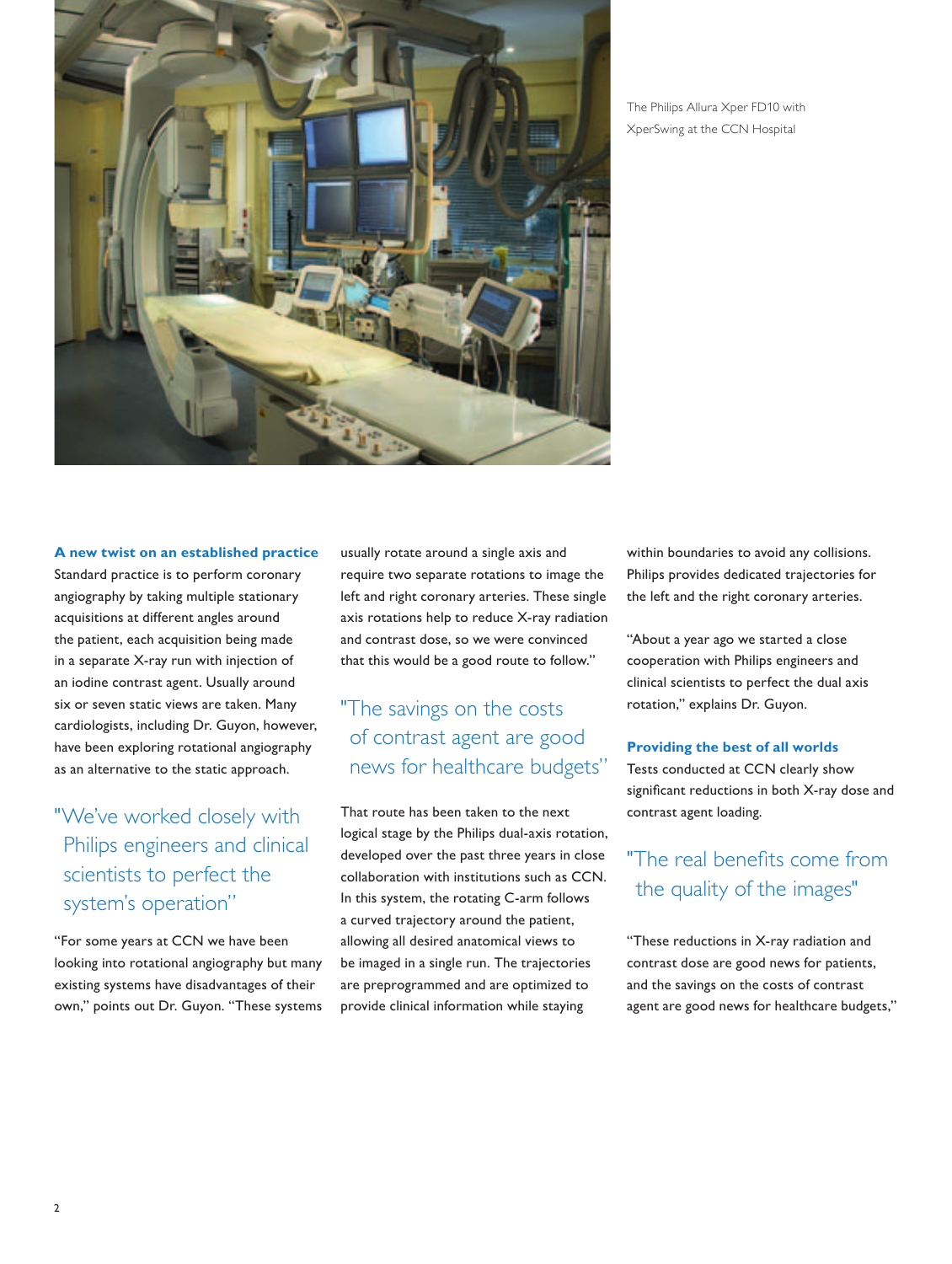The Philips Allura Xper FD10 with XperSwing at the CCN Hospital

### A new twist on an established practice

Standard practice is to perform coronary angiography by taking multiple stationary acquisitions at different angles around the patient, each acquisition being made in a separate X-ray run with injection of an iodine contrast agent. Usually around six or seven static views are taken. Many cardiologists, including Dr. Guyon, however, have been exploring rotational angiography as an alternative to the static approach.

> "We've worked closely with Philips engineers and clinical scientists to perfect the system's operation"

"For some years at CCN we have been looking into rotational angiography but many existing systems have disadvantages of their own," points out Dr. Guyon. "These systems usually rotate around a single axis and require two separate rotations to image the left and right coronary arteries. These single axis rotations help to reduce X-ray radiation and contrast dose, so we were convinced that this would be a good route to follow."

> "The savings on the costs of contrast agent are good news for healthcare budgets"

That route has been taken to the next logical stage by the Philips dual-axis rotation, developed over the past three years in close collaboration with institutions such as CCN. In this system, the rotating C-arm follows a curved trajectory around the patient, allowing all desired anatomical views to be imaged in a single run. The trajectories are preprogrammed and are optimized to provide clinical information while staying within boundaries to avoid any collisions. Philips provides dedicated trajectories for the left and the right coronary arteries.

"About a year ago we started a close cooperation with Philips engineers and clinical scientists to perfect the dual axis rotation," explains Dr. Guyon.

### Providing the best of all worlds

Tests conducted at CCN clearly show significant reductions in both X-ray dose and contrast agent loading.

> "The real benefits come from the quality of the images"

"These reductions in X-ray radiation and contrast dose are good news for patients, and the savings on the costs of contrast agent are good news for healthcare budgets,"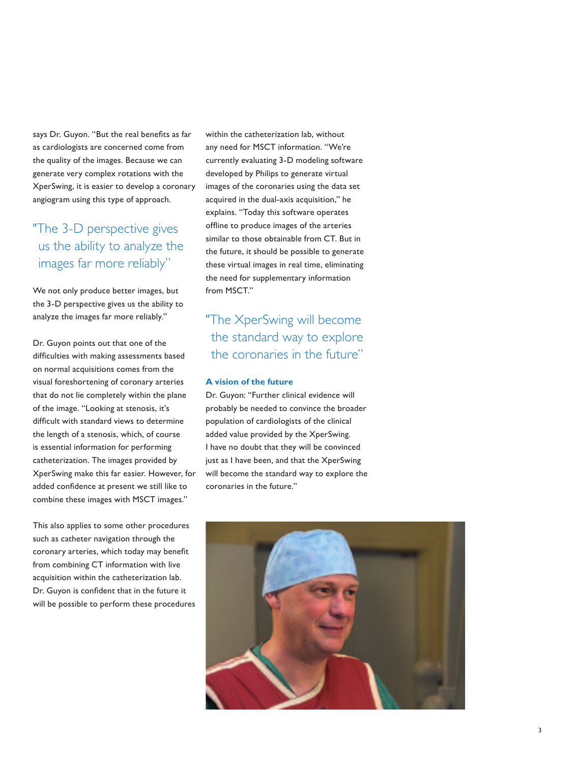says Dr. Guyon. "But the real benefits as far as cardiologists are concerned come from the quality of the images. Because we can generate very complex rotations with the XperSwing, it is easier to develop a coronary angiogram using this type of approach.

> "The 3-D perspective gives us the ability to analyze the images far more reliably"

We not only produce better images, but the 3-D perspective gives us the ability to analyze the images far more reliably."

Dr. Guyon points out that one of the difficulties with making assessments based on normal acquisitions comes from the visual foreshortening of coronary arteries that do not lie completely within the plane of the image. "Looking at stenosis, it's difficult with standard views to determine the length of a stenosis, which, of course is essential information for performing catheterization. The images provided by XperSwing make this far easier. However, for added confidence at present we still like to combine these images with MSCT images."

This also applies to some other procedures such as catheter navigation through the coronary arteries, which today may benefit from combining CT information with live acquisition within the catheterization lab. Dr. Guyon is confident that in the future it will be possible to perform these procedures within the catheterization lab, without any need for MSCT information. "We're currently evaluating 3-D modeling software developed by Philips to generate virtual images of the coronaries using the data set acquired in the dual-axis acquisition," he explains. "Today this software operates offline to produce images of the arteries similar to those obtainable from CT. But in the future, it should be possible to generate these virtual images in real time, eliminating the need for supplementary information from MSCT."

> "The XperSwing will become the standard way to explore the coronaries in the future"

### A vision of the future

Dr. Guyon: "Further clinical evidence will probably be needed to convince the broader population of cardiologists of the clinical added value provided by the XperSwing. I have no doubt that they will be convinced just as I have been, and that the XperSwing will become the standard way to explore the coronaries in the future."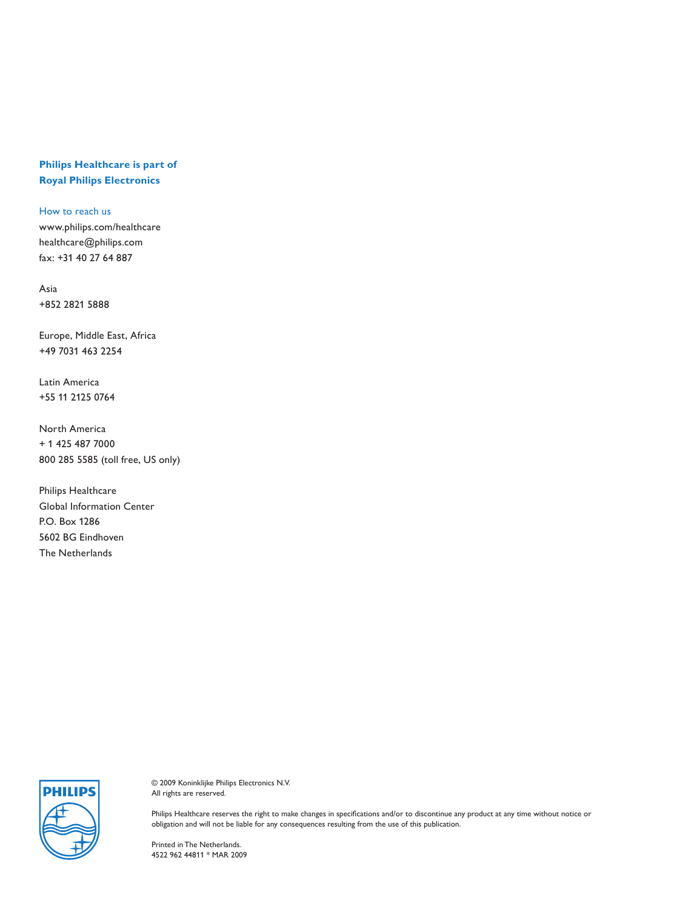**Philips Healthcare is part of Royal Philips Electronics**

How to reach us
www.philips.com/healthcare
healthcare@philips.com
fax: +31 40 27 64 887

Asia
+852 2821 5888

Europe, Middle East, Africa
+49 7031 463 2254

Latin America
+55 11 2125 0764

North America
+ 1 425 487 7000
800 285 5585 (toll free, US only)

Philips Healthcare
Global Information Center
P.O. Box 1286
5602 BG Eindhoven
The Netherlands

© 2009 Koninklijke Philips Electronics N.V.
All rights are reserved.

Philips Healthcare reserves the right to make changes in specifications and/or to discontinue any product at any time without notice or obligation and will not be liable for any consequences resulting from the use of this publication.

Printed in The Netherlands.
4522 962 44811 * MAR 2009